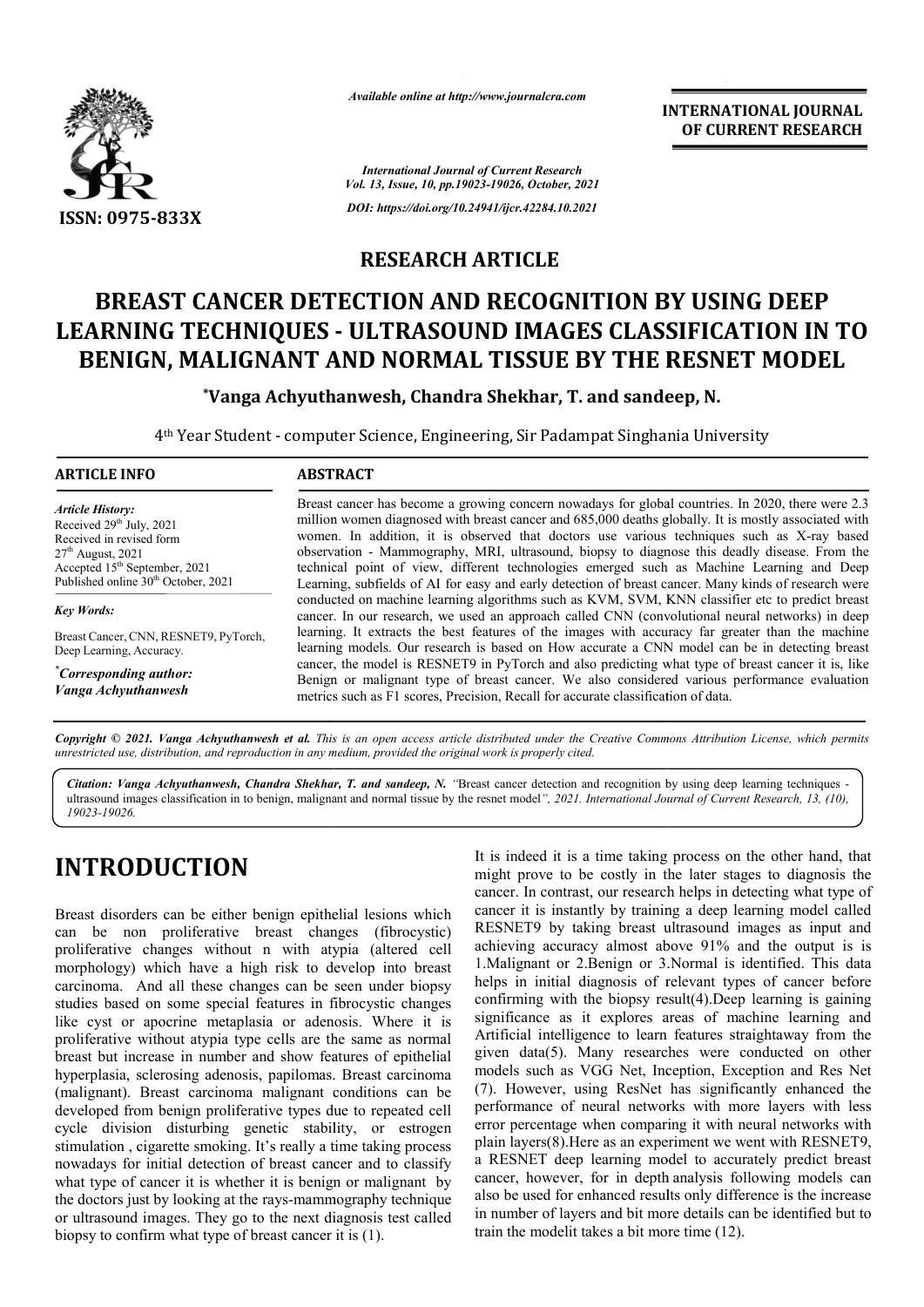*Available online at http://www.journalcra.com*

*International Journal of Current Research*
*Vol. 13, Issue, 10, pp.19023-19026, October, 2021*

*DOI: https://doi.org/10.24941/ijcr.42284.10.2021*

**INTERNATIONAL JOURNAL OF CURRENT RESEARCH**

**ISSN: 0975-833X**

## RESEARCH ARTICLE

# BREAST CANCER DETECTION AND RECOGNITION BY USING DEEP LEARNING TECHNIQUES - ULTRASOUND IMAGES CLASSIFICATION IN TO BENIGN, MALIGNANT AND NORMAL TISSUE BY THE RESNET MODEL

**\*Vanga Achyuthanwesh, Chandra Shekhar, T. and sandeep, N.**

4th Year Student - computer Science, Engineering, Sir Padampat Singhania University

**ARTICLE INFO**

*Article History:*
Received 29th July, 2021
Received in revised form
27th August, 2021
Accepted 15th September, 2021
Published online 30th October, 2021

*Key Words:*

Breast Cancer, CNN, RESNET9, PyTorch, Deep Learning, Accuracy.

*\*Corresponding author:*
*Vanga Achyuthanwesh*

**ABSTRACT**

Breast cancer has become a growing concern nowadays for global countries. In 2020, there were 2.3 million women diagnosed with breast cancer and 685,000 deaths globally. It is mostly associated with women. In addition, it is observed that doctors use various techniques such as X-ray based observation - Mammography, MRI, ultrasound, biopsy to diagnose this deadly disease. From the technical point of view, different technologies emerged such as Machine Learning and Deep Learning, subfields of AI for easy and early detection of breast cancer. Many kinds of research were conducted on machine learning algorithms such as KVM, SVM, KNN classifier etc to predict breast cancer. In our research, we used an approach called CNN (convolutional neural networks) in deep learning. It extracts the best features of the images with accuracy far greater than the machine learning models. Our research is based on How accurate a CNN model can be in detecting breast cancer, the model is RESNET9 in PyTorch and also predicting what type of breast cancer it is, like Benign or malignant type of breast cancer. We also considered various performance evaluation metrics such as F1 scores, Precision, Recall for accurate classification of data.

*Copyright © 2021. Vanga Achyuthanwesh et al. This is an open access article distributed under the Creative Commons Attribution License, which permits unrestricted use, distribution, and reproduction in any medium, provided the original work is properly cited.*

***Citation:*** *Vanga Achyuthanwesh, Chandra Shekhar, T. and sandeep, N. "Breast cancer detection and recognition by using deep learning techniques - ultrasound images classification in to benign, malignant and normal tissue by the resnet model", 2021. International Journal of Current Research, 13, (10), 19023-19026.*

# INTRODUCTION

Breast disorders can be either benign epithelial lesions which can be non proliferative breast changes (fibrocystic) proliferative changes without n with atypia (altered cell morphology) which have a high risk to develop into breast carcinoma. And all these changes can be seen under biopsy studies based on some special features in fibrocystic changes like cyst or apocrine metaplasia or adenosis. Where it is proliferative without atypia type cells are the same as normal breast but increase in number and show features of epithelial hyperplasia, sclerosing adenosis, papilomas. Breast carcinoma (malignant). Breast carcinoma malignant conditions can be developed from benign proliferative types due to repeated cell cycle division disturbing genetic stability, or estrogen stimulation , cigarette smoking. It's really a time taking process nowadays for initial detection of breast cancer and to classify what type of cancer it is whether it is benign or malignant by the doctors just by looking at the rays-mammography technique or ultrasound images. They go to the next diagnosis test called biopsy to confirm what type of breast cancer it is (1).

It is indeed it is a time taking process on the other hand, that might prove to be costly in the later stages to diagnosis the cancer. In contrast, our research helps in detecting what type of cancer it is instantly by training a deep learning model called RESNET9 by taking breast ultrasound images as input and achieving accuracy almost above 91% and the output is is 1.Malignant or 2.Benign or 3.Normal is identified. This data helps in initial diagnosis of relevant types of cancer before confirming with the biopsy result(4).Deep learning is gaining significance as it explores areas of machine learning and Artificial intelligence to learn features straightaway from the given data(5). Many researches were conducted on other models such as VGG Net, Inception, Exception and Res Net (7). However, using ResNet has significantly enhanced the performance of neural networks with more layers with less error percentage when comparing it with neural networks with plain layers(8).Here as an experiment we went with RESNET9, a RESNET deep learning model to accurately predict breast cancer, however, for in depth analysis following models can also be used for enhanced results only difference is the increase in number of layers and bit more details can be identified but to train the modelit takes a bit more time (12).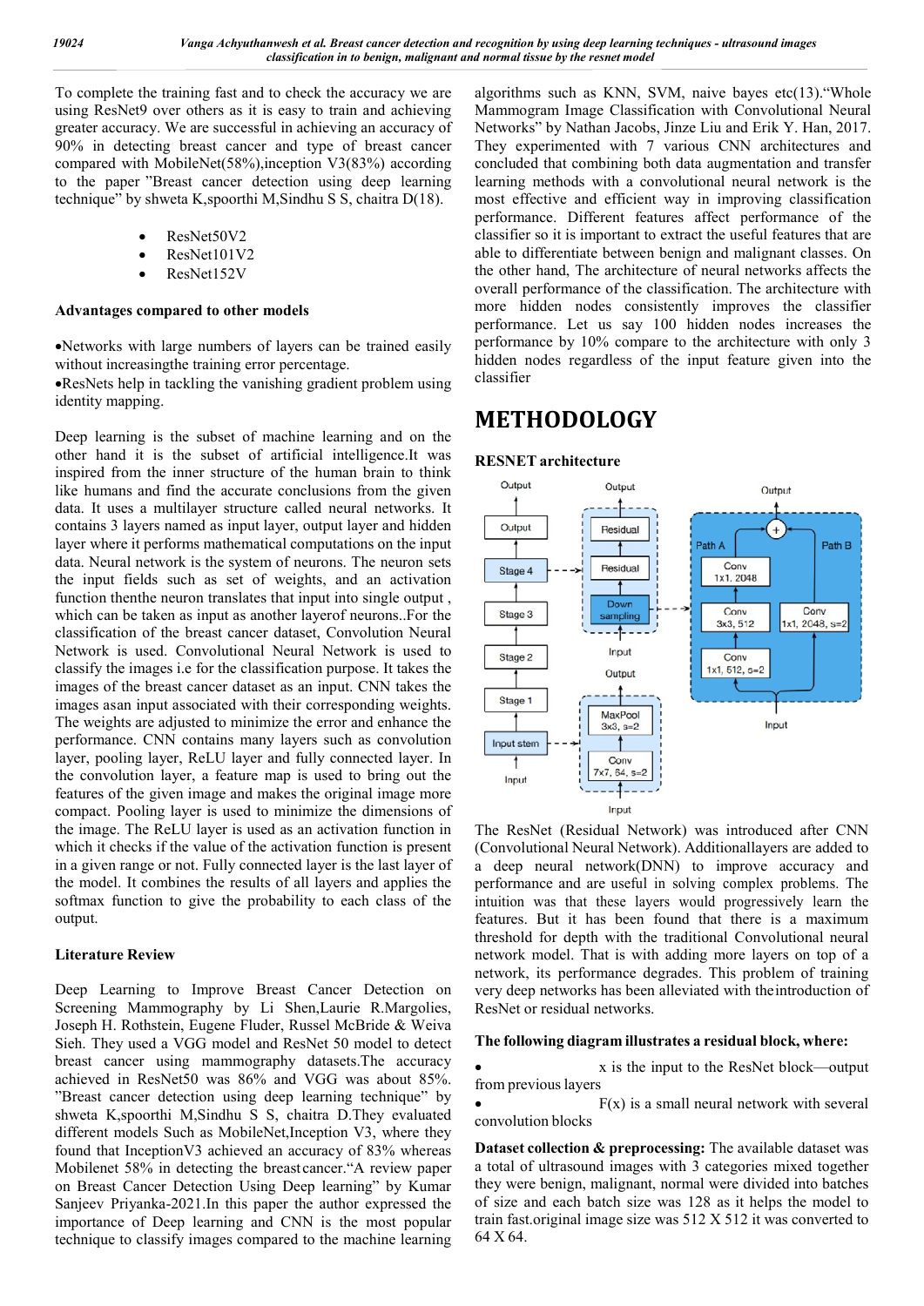To complete the training fast and to check the accuracy we are using ResNet9 over others as it is easy to train and achieving greater accuracy. We are successful in achieving an accuracy of 90% in detecting breast cancer and type of breast cancer compared with MobileNet(58%),inception V3(83%) according to the paper "Breast cancer detection using deep learning technique" by shweta K,spoorthi M,Sindhu S S, chaitra D(18).

- ResNet50V2
- ResNet101V2
- ResNet152V

### Advantages compared to other models

•Networks with large numbers of layers can be trained easily without increasingthe training error percentage.
•ResNets help in tackling the vanishing gradient problem using identity mapping.

Deep learning is the subset of machine learning and on the other hand it is the subset of artificial intelligence.It was inspired from the inner structure of the human brain to think like humans and find the accurate conclusions from the given data. It uses a multilayer structure called neural networks. It contains 3 layers named as input layer, output layer and hidden layer where it performs mathematical computations on the input data. Neural network is the system of neurons. The neuron sets the input fields such as set of weights, and an activation function thenthe neuron translates that input into single output , which can be taken as input as another layerof neurons..For the classification of the breast cancer dataset, Convolution Neural Network is used. Convolutional Neural Network is used to classify the images i.e for the classification purpose. It takes the images of the breast cancer dataset as an input. CNN takes the images asan input associated with their corresponding weights. The weights are adjusted to minimize the error and enhance the performance. CNN contains many layers such as convolution layer, pooling layer, ReLU layer and fully connected layer. In the convolution layer, a feature map is used to bring out the features of the given image and makes the original image more compact. Pooling layer is used to minimize the dimensions of the image. The ReLU layer is used as an activation function in which it checks if the value of the activation function is present in a given range or not. Fully connected layer is the last layer of the model. It combines the results of all layers and applies the softmax function to give the probability to each class of the output.

### Literature Review

Deep Learning to Improve Breast Cancer Detection on Screening Mammography by Li Shen,Laurie R.Margolies, Joseph H. Rothstein, Eugene Fluder, Russel McBride & Weiva Sieh. They used a VGG model and ResNet 50 model to detect breast cancer using mammography datasets.The accuracy achieved in ResNet50 was 86% and VGG was about 85%. "Breast cancer detection using deep learning technique" by shweta K,spoorthi M,Sindhu S S, chaitra D.They evaluated different models Such as MobileNet,Inception V3, where they found that InceptionV3 achieved an accuracy of 83% whereas Mobilenet 58% in detecting the breastcancer."A review paper on Breast Cancer Detection Using Deep learning" by Kumar Sanjeev Priyanka-2021.In this paper the author expressed the importance of Deep learning and CNN is the most popular technique to classify images compared to the machine learning algorithms such as KNN, SVM, naive bayes etc(13)."Whole Mammogram Image Classification with Convolutional Neural Networks" by Nathan Jacobs, Jinze Liu and Erik Y. Han, 2017. They experimented with 7 various CNN architectures and concluded that combining both data augmentation and transfer learning methods with a convolutional neural network is the most effective and efficient way in improving classification performance. Different features affect performance of the classifier so it is important to extract the useful features that are able to differentiate between benign and malignant classes. On the other hand, The architecture of neural networks affects the overall performance of the classification. The architecture with more hidden nodes consistently improves the classifier performance. Let us say 100 hidden nodes increases the performance by 10% compare to the architecture with only 3 hidden nodes regardless of the input feature given into the classifier

# METHODOLOGY

### RESNET architecture

The ResNet (Residual Network) was introduced after CNN (Convolutional Neural Network). Additionallayers are added to a deep neural network(DNN) to improve accuracy and performance and are useful in solving complex problems. The intuition was that these layers would progressively learn the features. But it has been found that there is a maximum threshold for depth with the traditional Convolutional neural network model. That is with adding more layers on top of a network, its performance degrades. This problem of training very deep networks has been alleviated with theintroduction of ResNet or residual networks.

**The following diagram illustrates a residual block, where:**

- x is the input to the ResNet block—output from previous layers
- F(x) is a small neural network with several convolution blocks

**Dataset collection & preprocessing:** The available dataset was a total of ultrasound images with 3 categories mixed together they were benign, malignant, normal were divided into batches of size and each batch size was 128 as it helps the model to train fast.original image size was 512 X 512 it was converted to 64 X 64.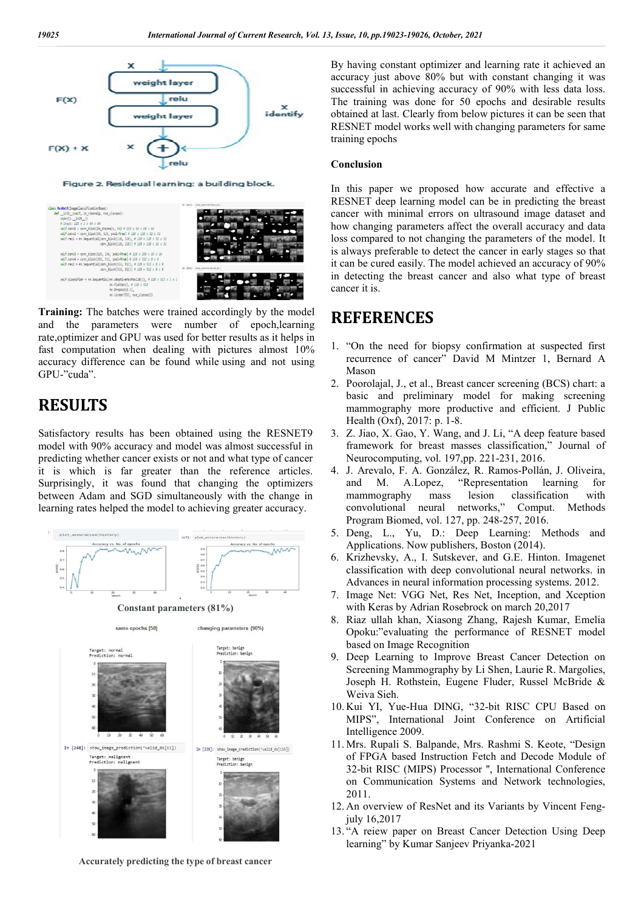Figure 2. Resideual learning: a building block.

**Training:** The batches were trained accordingly by the model and the parameters were number of epoch,learning rate,optimizer and GPU was used for better results as it helps in fast computation when dealing with pictures almost 10% accuracy difference can be found while using and not using GPU-"cuda".

# RESULTS

Satisfactory results has been obtained using the RESNET9 model with 90% accuracy and model was almost successful in predicting whether cancer exists or not and what type of cancer it is which is far greater than the reference articles. Surprisingly, it was found that changing the optimizers between Adam and SGD simultaneously with the change in learning rates helped the model to achieving greater accuracy.

**Constant parameters (81%)**

same epochs (50) changing parameters (90%)

**Accurately predicting the type of breast cancer**

By having constant optimizer and learning rate it achieved an accuracy just above 80% but with constant changing it was successful in achieving accuracy of 90% with less data loss. The training was done for 50 epochs and desirable results obtained at last. Clearly from below pictures it can be seen that RESNET model works well with changing parameters for same training epochs

**Conclusion**

In this paper we proposed how accurate and effective a RESNET deep learning model can be in predicting the breast cancer with minimal errors on ultrasound image dataset and how changing parameters affect the overall accuracy and data loss compared to not changing the parameters of the model. It is always preferable to detect the cancer in early stages so that it can be cured easily. The model achieved an accuracy of 90% in detecting the breast cancer and also what type of breast cancer it is.

# REFERENCES

1. "On the need for biopsy confirmation at suspected first recurrence of cancer" David M Mintzer 1, Bernard A Mason
2. Poorolajal, J., et al., Breast cancer screening (BCS) chart: a basic and preliminary model for making screening mammography more productive and efficient. J Public Health (Oxf), 2017: p. 1-8.
3. Z. Jiao, X. Gao, Y. Wang, and J. Li, "A deep feature based framework for breast masses classification," Journal of Neurocomputing, vol. 197,pp. 221-231, 2016.
4. J. Arevalo, F. A. González, R. Ramos-Pollán, J. Oliveira, and M. A.Lopez, "Representation learning for mammography mass lesion classification with convolutional neural networks," Comput. Methods Program Biomed, vol. 127, pp. 248-257, 2016.
5. Deng, L., Yu, D.: Deep Learning: Methods and Applications. Now publishers, Boston (2014).
6. Krizhevsky, A., I. Sutskever, and G.E. Hinton. Imagenet classification with deep convolutional neural networks. in Advances in neural information processing systems. 2012.
7. Image Net: VGG Net, Res Net, Inception, and Xception with Keras by Adrian Rosebrock on march 20,2017
8. Riaz ullah khan, Xiasong Zhang, Rajesh Kumar, Emelia Opoku:"evaluating the performance of RESNET model based on Image Recognition
9. Deep Learning to Improve Breast Cancer Detection on Screening Mammography by Li Shen, Laurie R. Margolies, Joseph H. Rothstein, Eugene Fluder, Russel McBride & Weiva Sieh.
10. Kui YI, Yue-Hua DING, "32-bit RISC CPU Based on MIPS", International Joint Conference on Artificial Intelligence 2009.
11. Mrs. Rupali S. Balpande, Mrs. Rashmi S. Keote, "Design of FPGA based Instruction Fetch and Decode Module of 32-bit RISC (MIPS) Processor ", International Conference on Communication Systems and Network technologies, 2011.
12. An overview of ResNet and its Variants by Vincent Feng-july 16,2017
13. "A reiew paper on Breast Cancer Detection Using Deep learning" by Kumar Sanjeev Priyanka-2021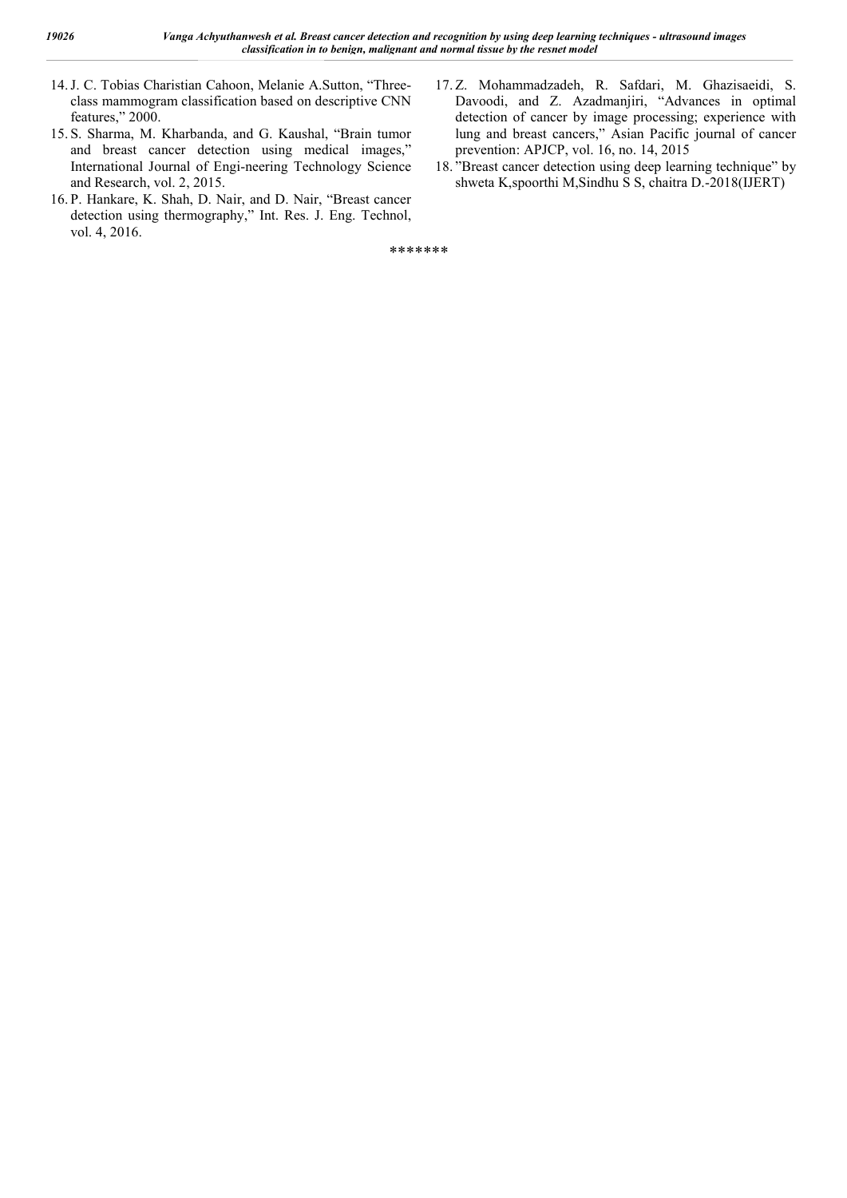14. J. C. Tobias Charistian Cahoon, Melanie A.Sutton, "Three-class mammogram classification based on descriptive CNN features," 2000.
15. S. Sharma, M. Kharbanda, and G. Kaushal, "Brain tumor and breast cancer detection using medical images," International Journal of Engi-neering Technology Science and Research, vol. 2, 2015.
16. P. Hankare, K. Shah, D. Nair, and D. Nair, "Breast cancer detection using thermography," Int. Res. J. Eng. Technol, vol. 4, 2016.
17. Z. Mohammadzadeh, R. Safdari, M. Ghazisaeidi, S. Davoodi, and Z. Azadmanjiri, "Advances in optimal detection of cancer by image processing; experience with lung and breast cancers," Asian Pacific journal of cancer prevention: APJCP, vol. 16, no. 14, 2015
18. "Breast cancer detection using deep learning technique" by shweta K,spoorthi M,Sindhu S S, chaitra D.-2018(IJERT)

\*\*\*\*\*\*\*